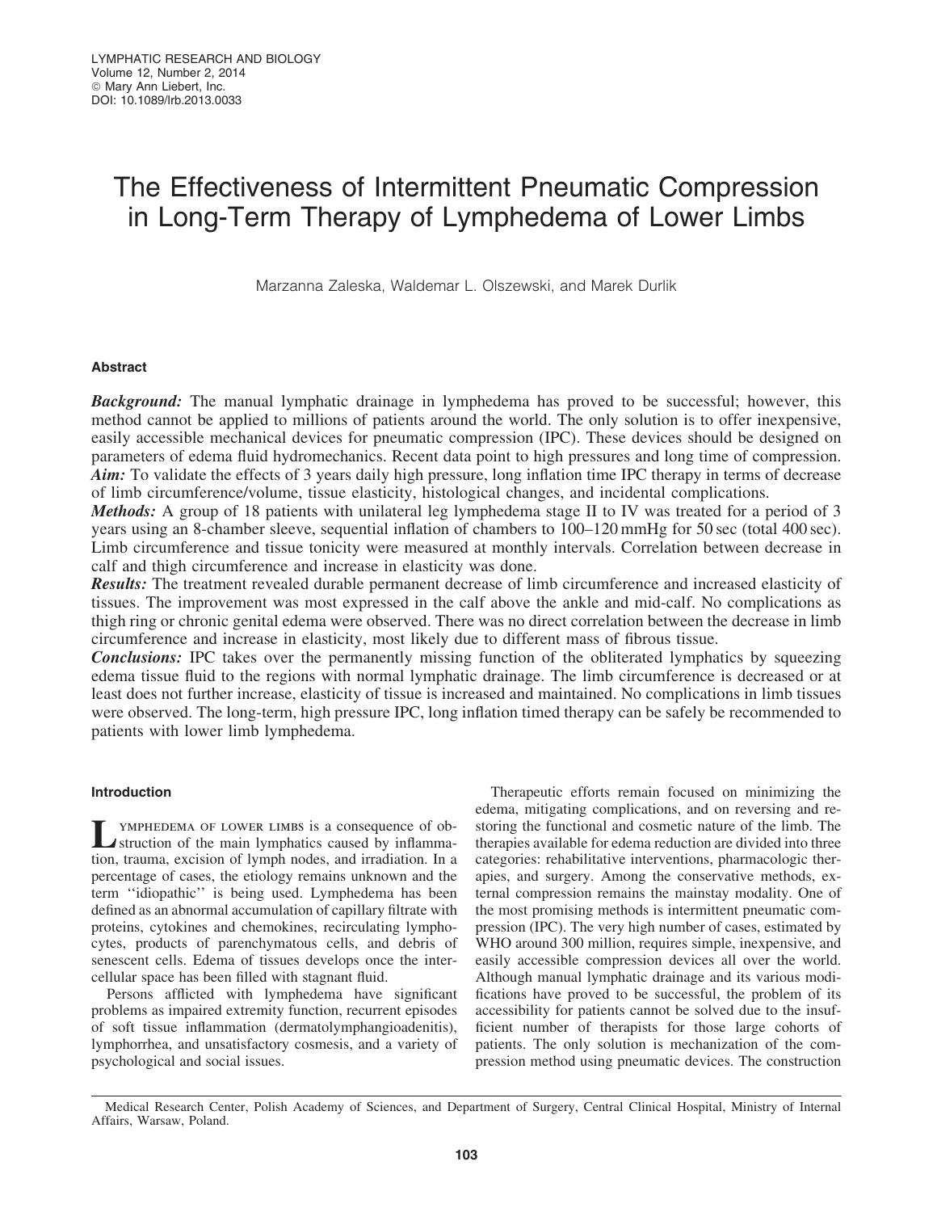# The Effectiveness of Intermittent Pneumatic Compression in Long-Term Therapy of Lymphedema of Lower Limbs

Marzanna Zaleska, Waldemar L. Olszewski, and Marek Durlik

## Abstract

***Background:*** The manual lymphatic drainage in lymphedema has proved to be successful; however, this method cannot be applied to millions of patients around the world. The only solution is to offer inexpensive, easily accessible mechanical devices for pneumatic compression (IPC). These devices should be designed on parameters of edema fluid hydromechanics. Recent data point to high pressures and long time of compression.
***Aim:*** To validate the effects of 3 years daily high pressure, long inflation time IPC therapy in terms of decrease of limb circumference/volume, tissue elasticity, histological changes, and incidental complications.
***Methods:*** A group of 18 patients with unilateral leg lymphedema stage II to IV was treated for a period of 3 years using an 8-chamber sleeve, sequential inflation of chambers to 100–120 mmHg for 50 sec (total 400 sec). Limb circumference and tissue tonicity were measured at monthly intervals. Correlation between decrease in calf and thigh circumference and increase in elasticity was done.
***Results:*** The treatment revealed durable permanent decrease of limb circumference and increased elasticity of tissues. The improvement was most expressed in the calf above the ankle and mid-calf. No complications as thigh ring or chronic genital edema were observed. There was no direct correlation between the decrease in limb circumference and increase in elasticity, most likely due to different mass of fibrous tissue.
***Conclusions:*** IPC takes over the permanently missing function of the obliterated lymphatics by squeezing edema tissue fluid to the regions with normal lymphatic drainage. The limb circumference is decreased or at least does not further increase, elasticity of tissue is increased and maintained. No complications in limb tissues were observed. The long-term, high pressure IPC, long inflation timed therapy can be safely be recommended to patients with lower limb lymphedema.

## Introduction

Lymphedema of lower limbs is a consequence of obstruction of the main lymphatics caused by inflammation, trauma, excision of lymph nodes, and irradiation. In a percentage of cases, the etiology remains unknown and the term ''idiopathic'' is being used. Lymphedema has been defined as an abnormal accumulation of capillary filtrate with proteins, cytokines and chemokines, recirculating lymphocytes, products of parenchymatous cells, and debris of senescent cells. Edema of tissues develops once the intercellular space has been filled with stagnant fluid.

Persons afflicted with lymphedema have significant problems as impaired extremity function, recurrent episodes of soft tissue inflammation (dermatolymphangioadenitis), lymphorrhea, and unsatisfactory cosmesis, and a variety of psychological and social issues.

Therapeutic efforts remain focused on minimizing the edema, mitigating complications, and on reversing and restoring the functional and cosmetic nature of the limb. The therapies available for edema reduction are divided into three categories: rehabilitative interventions, pharmacologic therapies, and surgery. Among the conservative methods, external compression remains the mainstay modality. One of the most promising methods is intermittent pneumatic compression (IPC). The very high number of cases, estimated by WHO around 300 million, requires simple, inexpensive, and easily accessible compression devices all over the world. Although manual lymphatic drainage and its various modifications have proved to be successful, the problem of its accessibility for patients cannot be solved due to the insufficient number of therapists for those large cohorts of patients. The only solution is mechanization of the compression method using pneumatic devices. The construction

Medical Research Center, Polish Academy of Sciences, and Department of Surgery, Central Clinical Hospital, Ministry of Internal Affairs, Warsaw, Poland.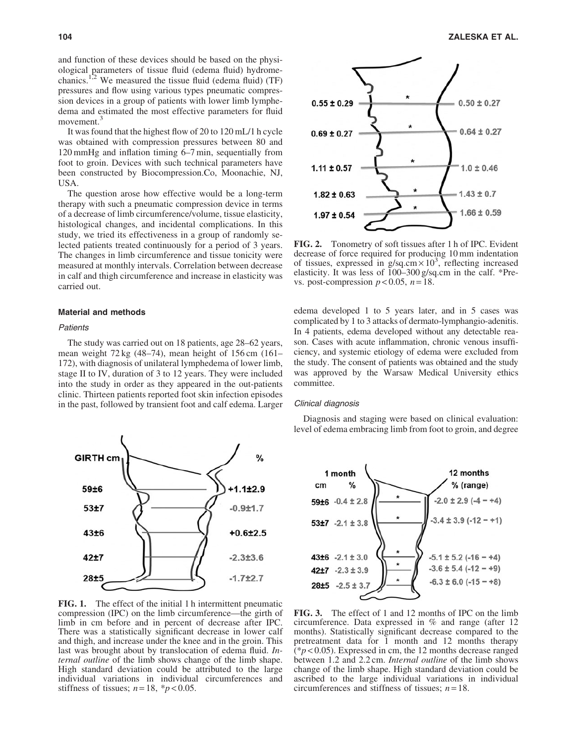and function of these devices should be based on the physiological parameters of tissue fluid (edema fluid) hydromechanics.[1,2] We measured the tissue fluid (edema fluid) (TF) pressures and flow using various types pneumatic compression devices in a group of patients with lower limb lymphedema and estimated the most effective parameters for fluid movement.[3]

It was found that the highest flow of 20 to 120 mL/1 h cycle was obtained with compression pressures between 80 and 120 mmHg and inflation timing 6–7 min, sequentially from foot to groin. Devices with such technical parameters have been constructed by Biocompression.Co, Moonachie, NJ, USA.

The question arose how effective would be a long-term therapy with such a pneumatic compression device in terms of a decrease of limb circumference/volume, tissue elasticity, histological changes, and incidental complications. In this study, we tried its effectiveness in a group of randomly selected patients treated continuously for a period of 3 years. The changes in limb circumference and tissue tonicity were measured at monthly intervals. Correlation between decrease in calf and thigh circumference and increase in elasticity was carried out.

### Material and methods

#### *Patients*

The study was carried out on 18 patients, age 28–62 years, mean weight 72 kg (48–74), mean height of 156 cm (161–172), with diagnosis of unilateral lymphedema of lower limb, stage II to IV, duration of 3 to 12 years. They were included into the study in order as they appeared in the out-patients clinic. Thirteen patients reported foot skin infection episodes in the past, followed by transient foot and calf edema. Larger edema developed 1 to 5 years later, and in 5 cases was complicated by 1 to 3 attacks of dermato-lymphangio-adenitis. In 4 patients, edema developed without any detectable reason. Cases with acute inflammation, chronic venous insufficiency, and systemic etiology of edema were excluded from the study. The consent of patients was obtained and the study was approved by the Warsaw Medical University ethics committee.

#### *Clinical diagnosis*

Diagnosis and staging were based on clinical evaluation: level of edema embracing limb from foot to groin, and degree

**FIG. 1.** The effect of the initial 1 h intermittent pneumatic compression (IPC) on the limb circumference—the girth of limb in cm before and in percent of decrease after IPC. There was a statistically significant decrease in lower calf and thigh, and increase under the knee and in the groin. This last was brought about by translocation of edema fluid. *Internal outline* of the limb shows change of the limb shape. High standard deviation could be attributed to the large individual variations in individual circumferences and stiffness of tissues; $n = 18$, $*p < 0.05$.

**FIG. 2.** Tonometry of soft tissues after 1 h of IPC. Evident decrease of force required for producing 10 mm indentation of tissues, expressed in $g/sq.cm \times 10^3$, reflecting increased elasticity. It was less of 100–300 g/sq.cm in the calf. *Pre- vs. post-compression $p < 0.05$, $n = 18$.

**FIG. 3.** The effect of 1 and 12 months of IPC on the limb circumference. Data expressed in % and range (after 12 months). Statistically significant decrease compared to the pretreatment data for 1 month and 12 months therapy ($*p < 0.05$). Expressed in cm, the 12 months decrease ranged between 1.2 and 2.2 cm. *Internal outline* of the limb shows change of the limb shape. High standard deviation could be ascribed to the large individual variations in individual circumferences and stiffness of tissues; $n = 18$.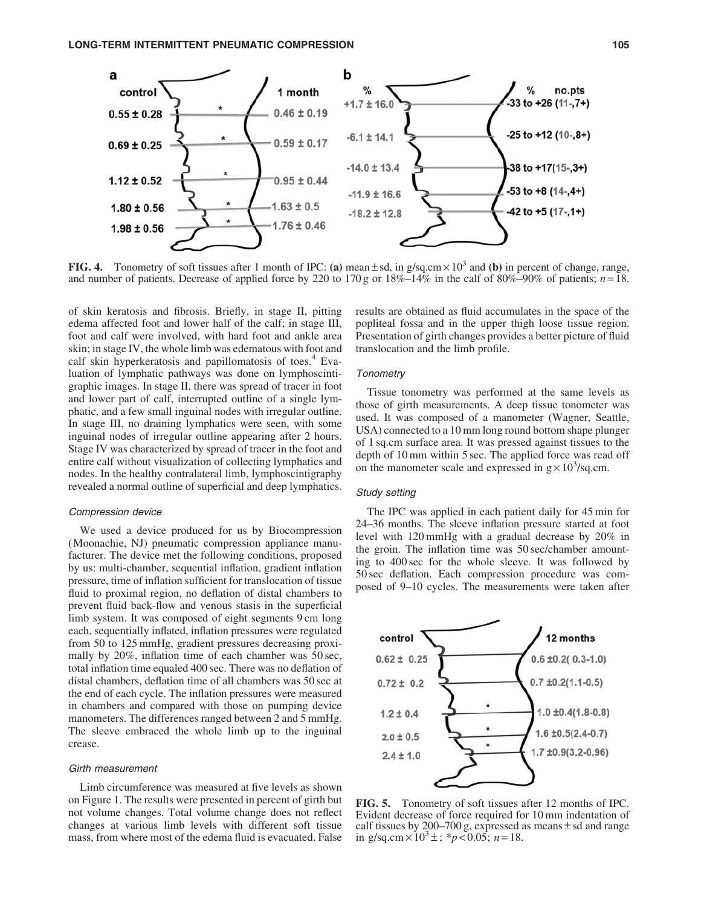FIG. 4. Tonometry of soft tissues after 1 month of IPC: (a) mean ± sd, in g/sq.cm × $10^3$ and (b) in percent of change, range, and number of patients. Decrease of applied force by 220 to 170 g or 18%–14% in the calf of 80%–90% of patients; $n = 18$.

of skin keratosis and fibrosis. Briefly, in stage II, pitting edema affected foot and lower half of the calf; in stage III, foot and calf were involved, with hard foot and ankle area skin; in stage IV, the whole limb was edematous with foot and calf skin hyperkeratosis and papillomatosis of toes.[4] Evaluation of lymphatic pathways was done on lymphoscintigraphic images. In stage II, there was spread of tracer in foot and lower part of calf, interrupted outline of a single lymphatic, and a few small inguinal nodes with irregular outline. In stage III, no draining lymphatics were seen, with some inguinal nodes of irregular outline appearing after 2 hours. Stage IV was characterized by spread of tracer in the foot and entire calf without visualization of collecting lymphatics and nodes. In the healthy contralateral limb, lymphoscintigraphy revealed a normal outline of superficial and deep lymphatics.

### *Compression device*

We used a device produced for us by Biocompression (Moonachie, NJ) pneumatic compression appliance manufacturer. The device met the following conditions, proposed by us: multi-chamber, sequential inflation, gradient inflation pressure, time of inflation sufficient for translocation of tissue fluid to proximal region, no deflation of distal chambers to prevent fluid back-flow and venous stasis in the superficial limb system. It was composed of eight segments 9 cm long each, sequentially inflated, inflation pressures were regulated from 50 to 125 mmHg, gradient pressures decreasing proximally by 20%, inflation time of each chamber was 50 sec, total inflation time equaled 400 sec. There was no deflation of distal chambers, deflation time of all chambers was 50 sec at the end of each cycle. The inflation pressures were measured in chambers and compared with those on pumping device manometers. The differences ranged between 2 and 5 mmHg. The sleeve embraced the whole limb up to the inguinal crease.

### *Girth measurement*

Limb circumference was measured at five levels as shown on Figure 1. The results were presented in percent of girth but not volume changes. Total volume change does not reflect changes at various limb levels with different soft tissue mass, from where most of the edema fluid is evacuated. False results are obtained as fluid accumulates in the space of the popliteal fossa and in the upper thigh loose tissue region. Presentation of girth changes provides a better picture of fluid translocation and the limb profile.

### *Tonometry*

Tissue tonometry was performed at the same levels as those of girth measurements. A deep tissue tonometer was used. It was composed of a manometer (Wagner, Seattle, USA) connected to a 10 mm long round bottom shape plunger of 1 sq.cm surface area. It was pressed against tissues to the depth of 10 mm within 5 sec. The applied force was read off on the manometer scale and expressed in g × $10^3$/sq.cm.

### *Study setting*

The IPC was applied in each patient daily for 45 min for 24–36 months. The sleeve inflation pressure started at foot level with 120 mmHg with a gradual decrease by 20% in the groin. The inflation time was 50 sec/chamber amounting to 400 sec for the whole sleeve. It was followed by 50 sec deflation. Each compression procedure was composed of 9–10 cycles. The measurements were taken after

FIG. 5. Tonometry of soft tissues after 12 months of IPC. Evident decrease of force required for 10 mm indentation of calf tissues by 200–700 g, expressed as means ± sd and range in g/sq.cm × $10^3$ ±; \*$p < 0.05$; $n = 18$.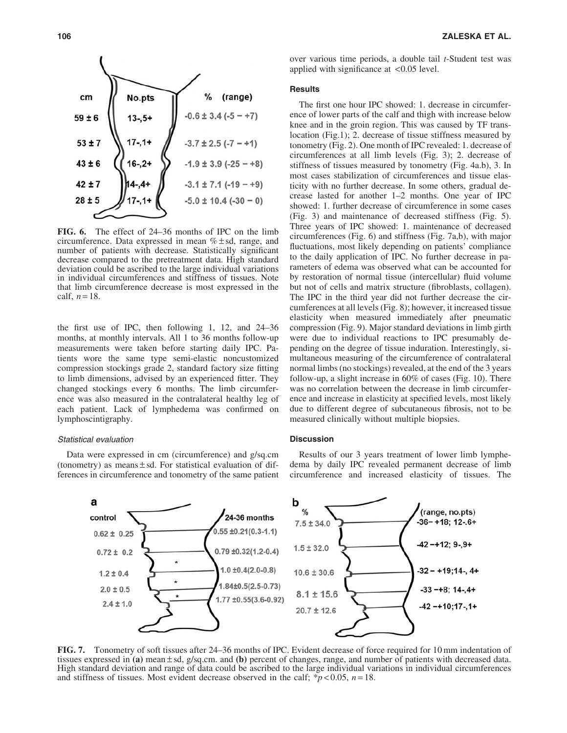FIG. 6. The effect of 24–36 months of IPC on the limb circumference. Data expressed in mean % ± sd, range, and number of patients with decrease. Statistically significant decrease compared to the pretreatment data. High standard deviation could be ascribed to the large individual variations in individual circumferences and stiffness of tissues. Note that limb circumference decrease is most expressed in the calf, $n = 18$.

the first use of IPC, then following 1, 12, and 24–36 months, at monthly intervals. All 1 to 36 months follow-up measurements were taken before starting daily IPC. Patients wore the same type semi-elastic noncustomized compression stockings grade 2, standard factory size fitting to limb dimensions, advised by an experienced fitter. They changed stockings every 6 months. The limb circumference was also measured in the contralateral healthy leg of each patient. Lack of lymphedema was confirmed on lymphoscintigraphy.

### *Statistical evaluation*

Data were expressed in cm (circumference) and g/sq.cm (tonometry) as means ± sd. For statistical evaluation of differences in circumference and tonometry of the same patient over various time periods, a double tail *t*-Student test was applied with significance at <0.05 level.

## Results

The first one hour IPC showed: 1. decrease in circumference of lower parts of the calf and thigh with increase below knee and in the groin region. This was caused by TF translocation (Fig.1); 2. decrease of tissue stiffness measured by tonometry (Fig. 2). One month of IPC revealed: 1. decrease of circumferences at all limb levels (Fig. 3); 2. decrease of stiffness of tissues measured by tonometry (Fig. 4a.b), 3. In most cases stabilization of circumferences and tissue elasticity with no further decrease. In some others, gradual decrease lasted for another 1–2 months. One year of IPC showed: 1. further decrease of circumference in some cases (Fig. 3) and maintenance of decreased stiffness (Fig. 5). Three years of IPC showed: 1. maintenance of decreased circumferences (Fig. 6) and stiffness (Fig. 7a,b), with major fluctuations, most likely depending on patients' compliance to the daily application of IPC. No further decrease in parameters of edema was observed what can be accounted for by restoration of normal tissue (intercellular) fluid volume but not of cells and matrix structure (fibroblasts, collagen). The IPC in the third year did not further decrease the circumferences at all levels (Fig. 8); however, it increased tissue elasticity when measured immediately after pneumatic compression (Fig. 9). Major standard deviations in limb girth were due to individual reactions to IPC presumably depending on the degree of tissue induration. Interestingly, simultaneous measuring of the circumference of contralateral normal limbs (no stockings) revealed, at the end of the 3 years follow-up, a slight increase in 60% of cases (Fig. 10). There was no correlation between the decrease in limb circumference and increase in elasticity at specified levels, most likely due to different degree of subcutaneous fibrosis, not to be measured clinically without multiple biopsies.

## Discussion

Results of our 3 years treatment of lower limb lymphedema by daily IPC revealed permanent decrease of limb circumference and increased elasticity of tissues. The

FIG. 7. Tonometry of soft tissues after 24–36 months of IPC. Evident decrease of force required for 10 mm indentation of tissues expressed in **(a)** mean ± sd, g/sq.cm. and **(b)** percent of changes, range, and number of patients with decreased data. High standard deviation and range of data could be ascribed to the large individual variations in individual circumferences and stiffness of tissues. Most evident decrease observed in the calf; $*p < 0.05$, $n = 18$.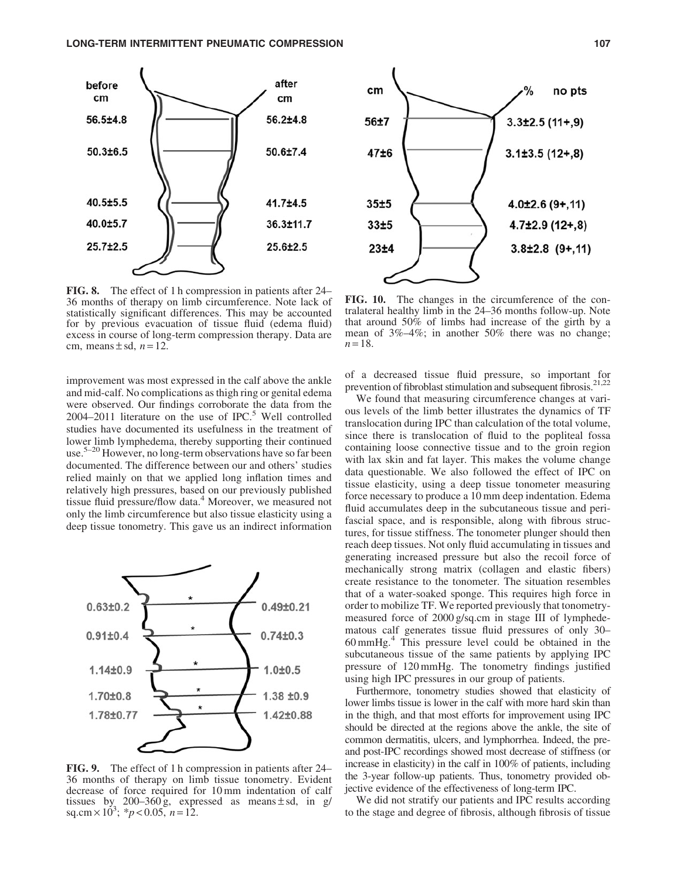FIG. 8. The effect of 1 h compression in patients after 24–36 months of therapy on limb circumference. Note lack of statistically significant differences. This may be accounted for by previous evacuation of tissue fluid (edema fluid) excess in course of long-term compression therapy. Data are cm, means ± sd, $n = 12$.

improvement was most expressed in the calf above the ankle and mid-calf. No complications as thigh ring or genital edema were observed. Our findings corroborate the data from the 2004–2011 literature on the use of IPC.[5] Well controlled studies have documented its usefulness in the treatment of lower limb lymphedema, thereby supporting their continued use.[5–20] However, no long-term observations have so far been documented. The difference between our and others' studies relied mainly on that we applied long inflation times and relatively high pressures, based on our previously published tissue fluid pressure/flow data.[4] Moreover, we measured not only the limb circumference but also tissue elasticity using a deep tissue tonometry. This gave us an indirect information

FIG. 9. The effect of 1 h compression in patients after 24–36 months of therapy on limb tissue tonometry. Evident decrease of force required for 10 mm indentation of calf tissues by 200–360 g, expressed as means ± sd, in g/sq.cm × $10^3$; $*p < 0.05$, $n = 12$.

FIG. 10. The changes in the circumference of the contralateral healthy limb in the 24–36 months follow-up. Note that around 50% of limbs had increase of the girth by a mean of 3%–4%; in another 50% there was no change; $n = 18$.

of a decreased tissue fluid pressure, so important for prevention of fibroblast stimulation and subsequent fibrosis.[21,22]

We found that measuring circumference changes at various levels of the limb better illustrates the dynamics of TF translocation during IPC than calculation of the total volume, since there is translocation of fluid to the popliteal fossa containing loose connective tissue and to the groin region with lax skin and fat layer. This makes the volume change data questionable. We also followed the effect of IPC on tissue elasticity, using a deep tissue tonometer measuring force necessary to produce a 10 mm deep indentation. Edema fluid accumulates deep in the subcutaneous tissue and perifascial space, and is responsible, along with fibrous structures, for tissue stiffness. The tonometer plunger should then reach deep tissues. Not only fluid accumulating in tissues and generating increased pressure but also the recoil force of mechanically strong matrix (collagen and elastic fibers) create resistance to the tonometer. The situation resembles that of a water-soaked sponge. This requires high force in order to mobilize TF. We reported previously that tonometry-measured force of 2000 g/sq.cm in stage III of lymphedematous calf generates tissue fluid pressures of only 30–60 mmHg.[4] This pressure level could be obtained in the subcutaneous tissue of the same patients by applying IPC pressure of 120 mmHg. The tonometry findings justified using high IPC pressures in our group of patients.

Furthermore, tonometry studies showed that elasticity of lower limbs tissue is lower in the calf with more hard skin than in the thigh, and that most efforts for improvement using IPC should be directed at the regions above the ankle, the site of common dermatitis, ulcers, and lymphorrhea. Indeed, the pre- and post-IPC recordings showed most decrease of stiffness (or increase in elasticity) in the calf in 100% of patients, including the 3-year follow-up patients. Thus, tonometry provided objective evidence of the effectiveness of long-term IPC.

We did not stratify our patients and IPC results according to the stage and degree of fibrosis, although fibrosis of tissue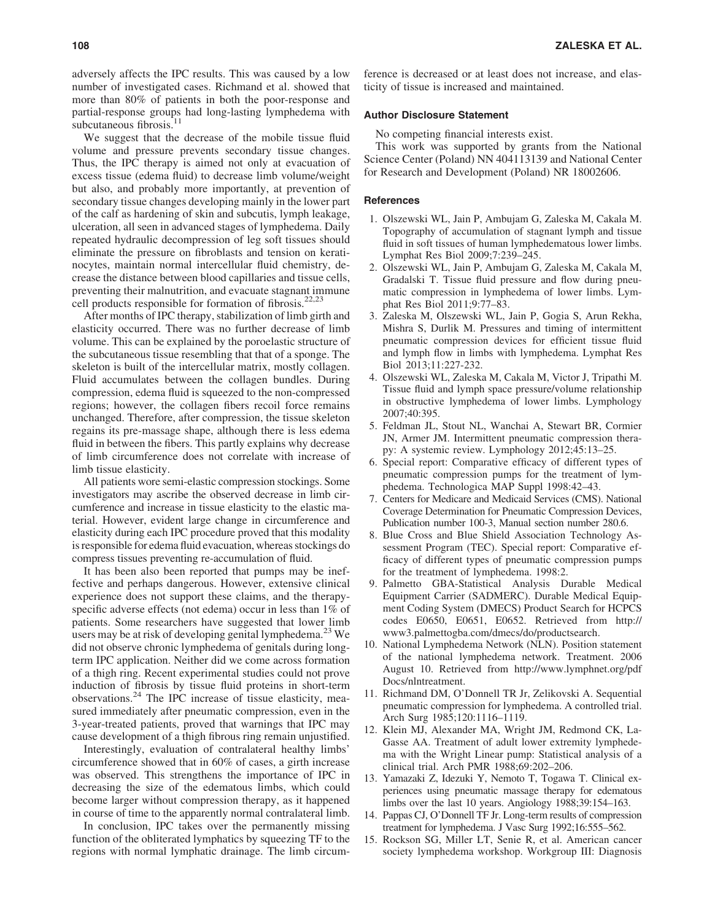adversely affects the IPC results. This was caused by a low number of investigated cases. Richmand et al. showed that more than 80% of patients in both the poor-response and partial-response groups had long-lasting lymphedema with subcutaneous fibrosis.[11]

We suggest that the decrease of the mobile tissue fluid volume and pressure prevents secondary tissue changes. Thus, the IPC therapy is aimed not only at evacuation of excess tissue (edema fluid) to decrease limb volume/weight but also, and probably more importantly, at prevention of secondary tissue changes developing mainly in the lower part of the calf as hardening of skin and subcutis, lymph leakage, ulceration, all seen in advanced stages of lymphedema. Daily repeated hydraulic decompression of leg soft tissues should eliminate the pressure on fibroblasts and tension on keratinocytes, maintain normal intercellular fluid chemistry, decrease the distance between blood capillaries and tissue cells, preventing their malnutrition, and evacuate stagnant immune cell products responsible for formation of fibrosis.[22,23]

After months of IPC therapy, stabilization of limb girth and elasticity occurred. There was no further decrease of limb volume. This can be explained by the poroelastic structure of the subcutaneous tissue resembling that that of a sponge. The skeleton is built of the intercellular matrix, mostly collagen. Fluid accumulates between the collagen bundles. During compression, edema fluid is squeezed to the non-compressed regions; however, the collagen fibers recoil force remains unchanged. Therefore, after compression, the tissue skeleton regains its pre-massage shape, although there is less edema fluid in between the fibers. This partly explains why decrease of limb circumference does not correlate with increase of limb tissue elasticity.

All patients wore semi-elastic compression stockings. Some investigators may ascribe the observed decrease in limb circumference and increase in tissue elasticity to the elastic material. However, evident large change in circumference and elasticity during each IPC procedure proved that this modality is responsible for edema fluid evacuation, whereas stockings do compress tissues preventing re-accumulation of fluid.

It has been also been reported that pumps may be ineffective and perhaps dangerous. However, extensive clinical experience does not support these claims, and the therapy-specific adverse effects (not edema) occur in less than 1% of patients. Some researchers have suggested that lower limb users may be at risk of developing genital lymphedema.[23] We did not observe chronic lymphedema of genitals during long-term IPC application. Neither did we come across formation of a thigh ring. Recent experimental studies could not prove induction of fibrosis by tissue fluid proteins in short-term observations.[24] The IPC increase of tissue elasticity, measured immediately after pneumatic compression, even in the 3-year-treated patients, proved that warnings that IPC may cause development of a thigh fibrous ring remain unjustified.

Interestingly, evaluation of contralateral healthy limbs' circumference showed that in 60% of cases, a girth increase was observed. This strengthens the importance of IPC in decreasing the size of the edematous limbs, which could become larger without compression therapy, as it happened in course of time to the apparently normal contralateral limb.

In conclusion, IPC takes over the permanently missing function of the obliterated lymphatics by squeezing TF to the regions with normal lymphatic drainage. The limb circumference is decreased or at least does not increase, and elasticity of tissue is increased and maintained.

### Author Disclosure Statement

No competing financial interests exist.

This work was supported by grants from the National Science Center (Poland) NN 404113139 and National Center for Research and Development (Poland) NR 18002606.

### References

1. Olszewski WL, Jain P, Ambujam G, Zaleska M, Cakala M. Topography of accumulation of stagnant lymph and tissue fluid in soft tissues of human lymphedematous lower limbs. Lymphat Res Biol 2009;7:239–245.
2. Olszewski WL, Jain P, Ambujam G, Zaleska M, Cakala M, Gradalski T. Tissue fluid pressure and flow during pneumatic compression in lymphedema of lower limbs. Lymphat Res Biol 2011;9:77–83.
3. Zaleska M, Olszewski WL, Jain P, Gogia S, Arun Rekha, Mishra S, Durlik M. Pressures and timing of intermittent pneumatic compression devices for efficient tissue fluid and lymph flow in limbs with lymphedema. Lymphat Res Biol 2013;11:227-232.
4. Olszewski WL, Zaleska M, Cakala M, Victor J, Tripathi M. Tissue fluid and lymph space pressure/volume relationship in obstructive lymphedema of lower limbs. Lymphology 2007;40:395.
5. Feldman JL, Stout NL, Wanchai A, Stewart BR, Cormier JN, Armer JM. Intermittent pneumatic compression therapy: A systemic review. Lymphology 2012;45:13–25.
6. Special report: Comparative efficacy of different types of pneumatic compression pumps for the treatment of lymphedema. Technologica MAP Suppl 1998:42–43.
7. Centers for Medicare and Medicaid Services (CMS). National Coverage Determination for Pneumatic Compression Devices, Publication number 100-3, Manual section number 280.6.
8. Blue Cross and Blue Shield Association Technology Assessment Program (TEC). Special report: Comparative efficacy of different types of pneumatic compression pumps for the treatment of lymphedema. 1998:2.
9. Palmetto GBA-Statistical Analysis Durable Medical Equipment Carrier (SADMERC). Durable Medical Equipment Coding System (DMECS) Product Search for HCPCS codes E0650, E0651, E0652. Retrieved from http://www3.palmettogba.com/dmecs/do/productsearch.
10. National Lymphedema Network (NLN). Position statement of the national lymphedema network. Treatment. 2006 August 10. Retrieved from http://www.lymphnet.org/pdfDocs/nlntreatment.
11. Richmand DM, O'Donnell TR Jr, Zelikovski A. Sequential pneumatic compression for lymphedema. A controlled trial. Arch Surg 1985;120:1116–1119.
12. Klein MJ, Alexander MA, Wright JM, Redmond CK, LaGasse AA. Treatment of adult lower extremity lymphedema with the Wright Linear pump: Statistical analysis of a clinical trial. Arch PMR 1988;69:202–206.
13. Yamazaki Z, Idezuki Y, Nemoto T, Togawa T. Clinical experiences using pneumatic massage therapy for edematous limbs over the last 10 years. Angiology 1988;39:154–163.
14. Pappas CJ, O'Donnell TF Jr. Long-term results of compression treatment for lymphedema. J Vasc Surg 1992;16:555–562.
15. Rockson SG, Miller LT, Senie R, et al. American cancer society lymphedema workshop. Workgroup III: Diagnosis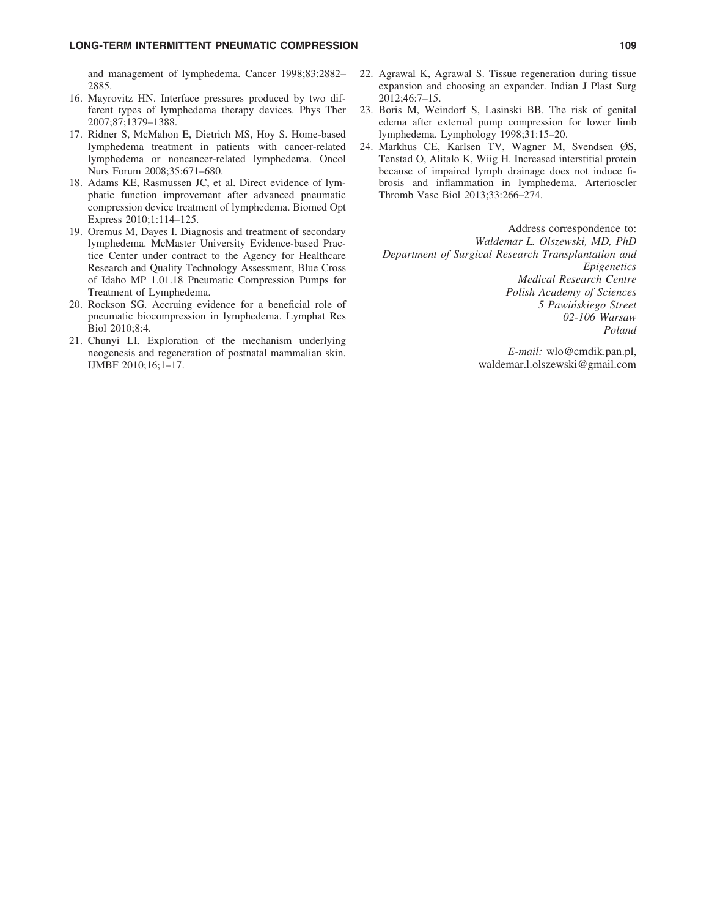and management of lymphedema. Cancer 1998;83:2882–2885.

16. Mayrovitz HN. Interface pressures produced by two different types of lymphedema therapy devices. Phys Ther 2007;87;1379–1388.
17. Ridner S, McMahon E, Dietrich MS, Hoy S. Home-based lymphedema treatment in patients with cancer-related lymphedema or noncancer-related lymphedema. Oncol Nurs Forum 2008;35:671–680.
18. Adams KE, Rasmussen JC, et al. Direct evidence of lymphatic function improvement after advanced pneumatic compression device treatment of lymphedema. Biomed Opt Express 2010;1:114–125.
19. Oremus M, Dayes I. Diagnosis and treatment of secondary lymphedema. McMaster University Evidence-based Practice Center under contract to the Agency for Healthcare Research and Quality Technology Assessment, Blue Cross of Idaho MP 1.01.18 Pneumatic Compression Pumps for Treatment of Lymphedema.
20. Rockson SG. Accruing evidence for a beneficial role of pneumatic biocompression in lymphedema. Lymphat Res Biol 2010;8:4.
21. Chunyi LI. Exploration of the mechanism underlying neogenesis and regeneration of postnatal mammalian skin. IJMBF 2010;16;1–17.
22. Agrawal K, Agrawal S. Tissue regeneration during tissue expansion and choosing an expander. Indian J Plast Surg 2012;46:7–15.
23. Boris M, Weindorf S, Lasinski BB. The risk of genital edema after external pump compression for lower limb lymphedema. Lymphology 1998;31:15–20.
24. Markhus CE, Karlsen TV, Wagner M, Svendsen ØS, Tenstad O, Alitalo K, Wiig H. Increased interstitial protein because of impaired lymph drainage does not induce fibrosis and inflammation in lymphedema. Arterioscler Thromb Vasc Biol 2013;33:266–274.

Address correspondence to:
*Waldemar L. Olszewski, MD, PhD*
*Department of Surgical Research Transplantation and Epigenetics*
*Medical Research Centre*
*Polish Academy of Sciences*
*5 Pawińskiego Street*
*02-106 Warsaw*
*Poland*

*E-mail:* wlo@cmdik.pan.pl, waldemar.l.olszewski@gmail.com